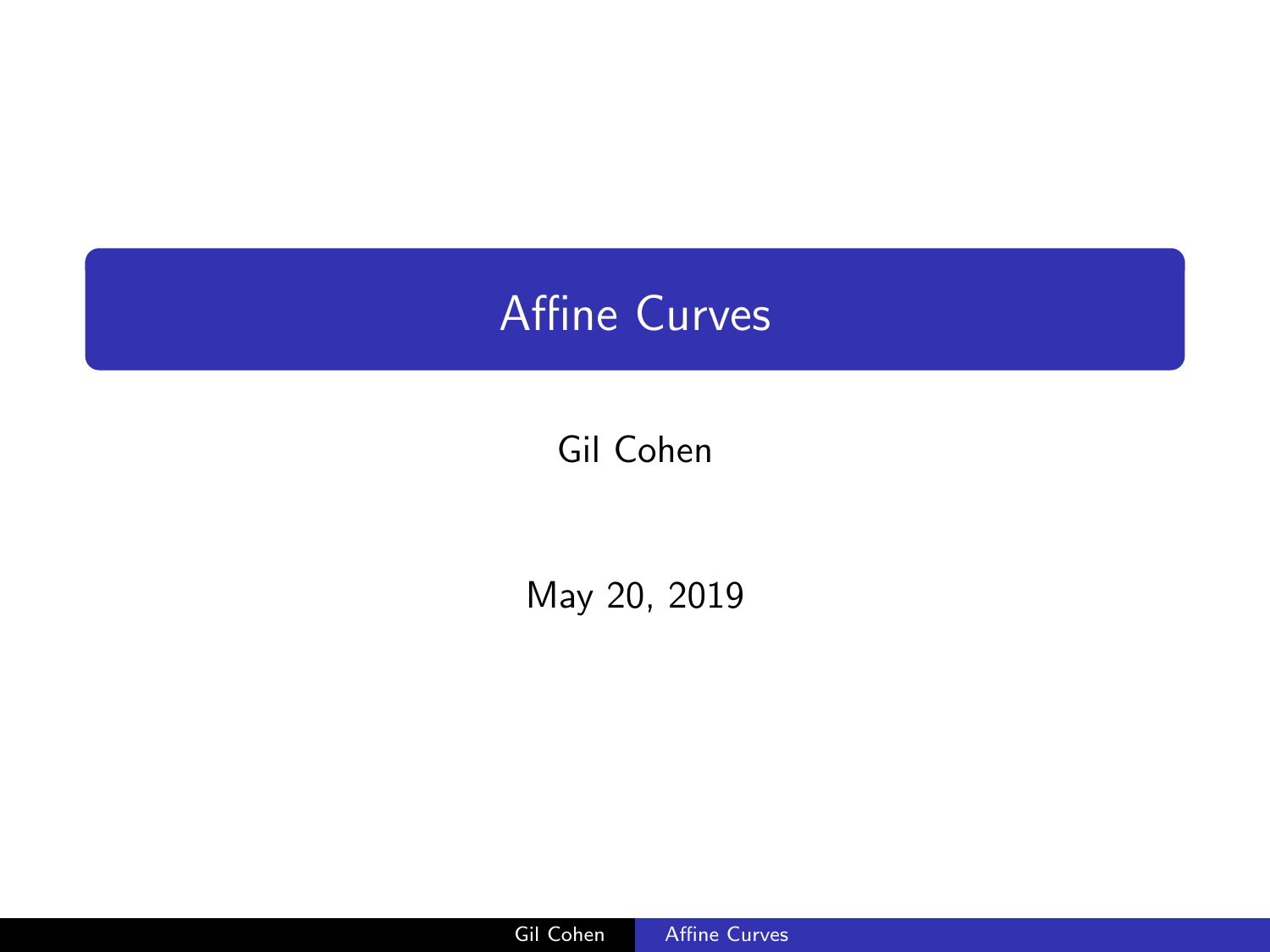# Affine Curves

Gil Cohen

May 20, 2019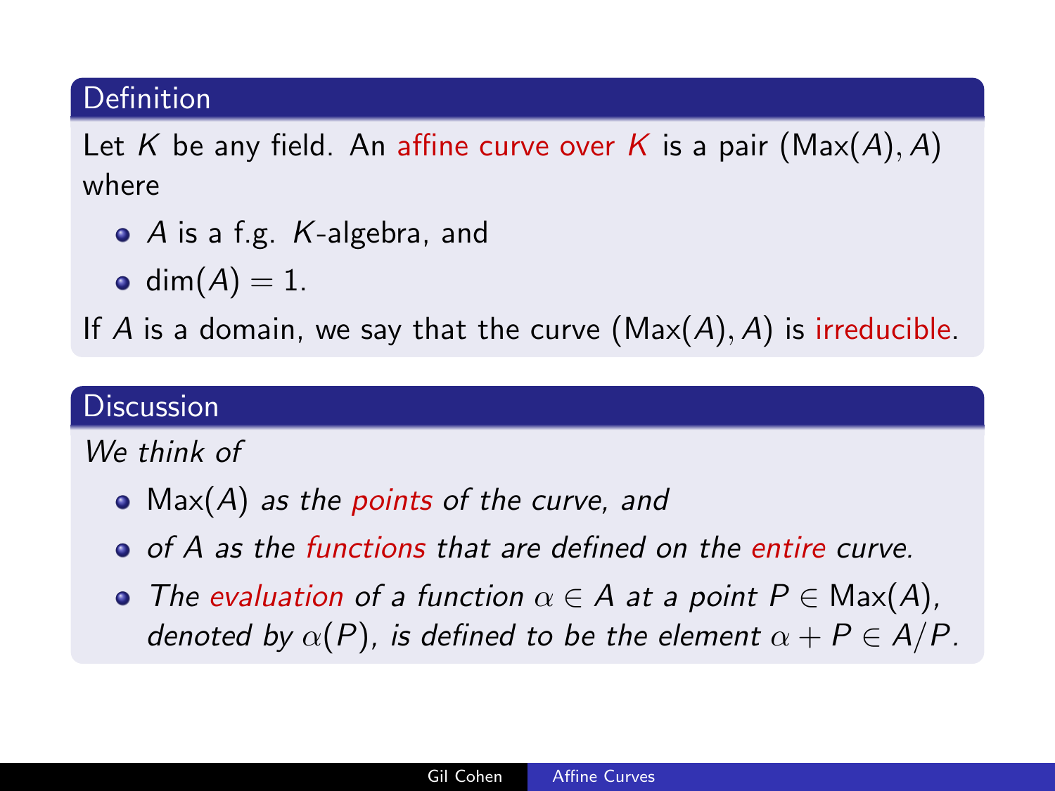## Definition

Let $K$ be any field. An affine curve over $K$ is a pair $(\mathrm{Max}(A), A)$ where

- $A$ is a f.g. $K$-algebra, and
- $\dim(A) = 1$.

If $A$ is a domain, we say that the curve $(\mathrm{Max}(A), A)$ is irreducible.

## Discussion

*We think of*

- $\mathrm{Max}(A)$ *as the points of the curve, and*
- *of $A$ as the functions that are defined on the entire curve.*
- *The evaluation of a function $\alpha \in A$ at a point $P \in \mathrm{Max}(A)$, denoted by $\alpha(P)$, is defined to be the element $\alpha + P \in A/P$.*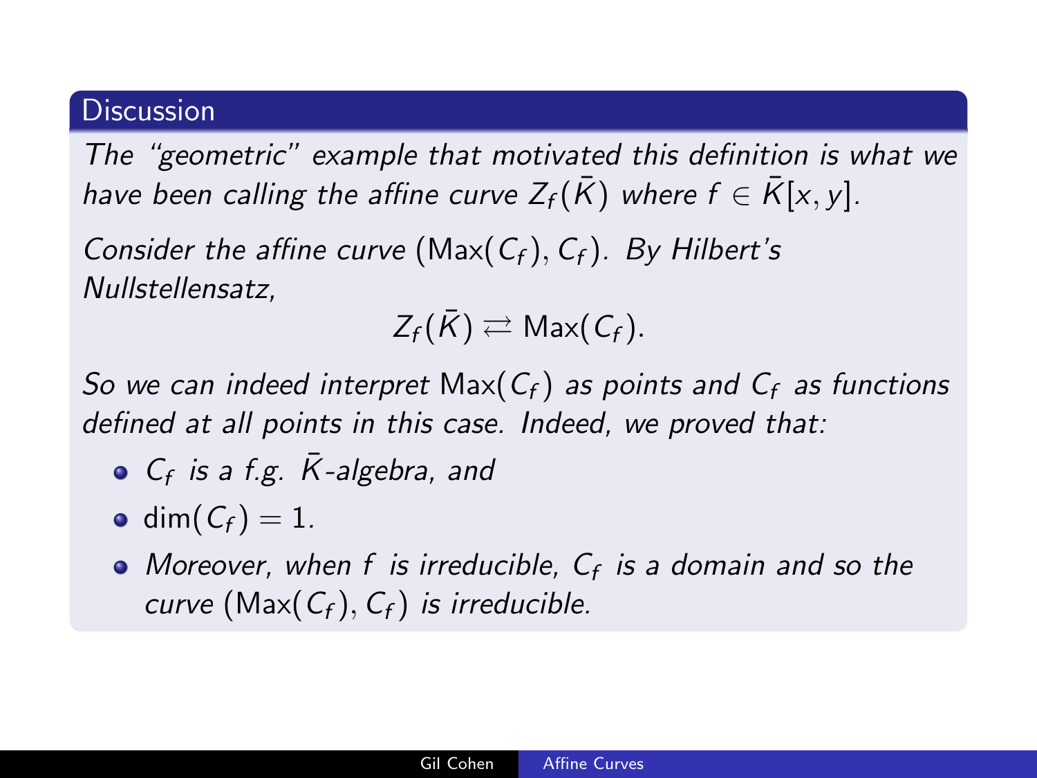### Discussion

*The "geometric" example that motivated this definition is what we have been calling the affine curve $Z_f(\bar{K})$ where $f \in \bar{K}[x,y]$.*

*Consider the affine curve $(\mathrm{Max}(C_f), C_f)$. By Hilbert's Nullstellensatz,*

$$Z_f(\bar{K}) \rightleftarrows \mathrm{Max}(C_f).$$

*So we can indeed interpret $\mathrm{Max}(C_f)$ as points and $C_f$ as functions defined at all points in this case. Indeed, we proved that:*

- *$C_f$ is a f.g. $\bar{K}$-algebra, and*
- $\dim(C_f) = 1$.
- *Moreover, when $f$ is irreducible, $C_f$ is a domain and so the curve $(\mathrm{Max}(C_f), C_f)$ is irreducible.*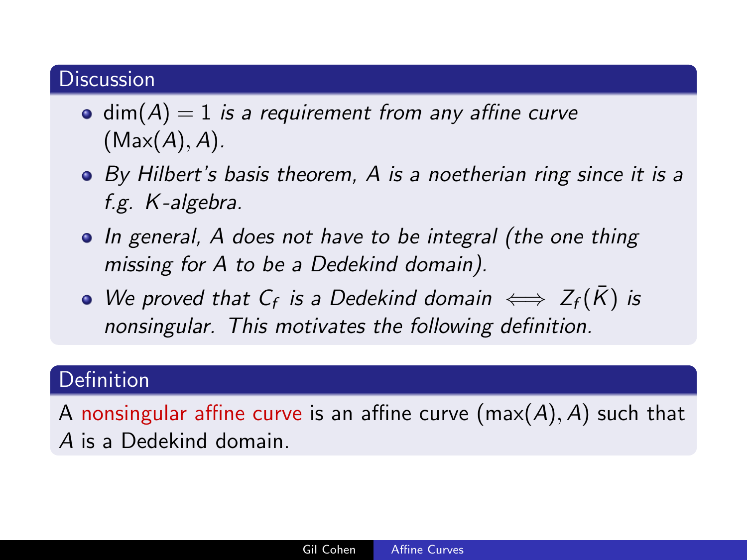## Discussion

- $\dim(A) = 1$ *is a requirement from any affine curve* $(\text{Max}(A), A)$.
- *By Hilbert's basis theorem, A is a noetherian ring since it is a f.g. K-algebra.*
- *In general, A does not have to be integral (the one thing missing for A to be a Dedekind domain).*
- *We proved that* $C_f$ *is a Dedekind domain* $\iff Z_f(\bar{K})$ *is nonsingular. This motivates the following definition.*

## Definition

A nonsingular affine curve is an affine curve $(\max(A), A)$ such that $A$ is a Dedekind domain.